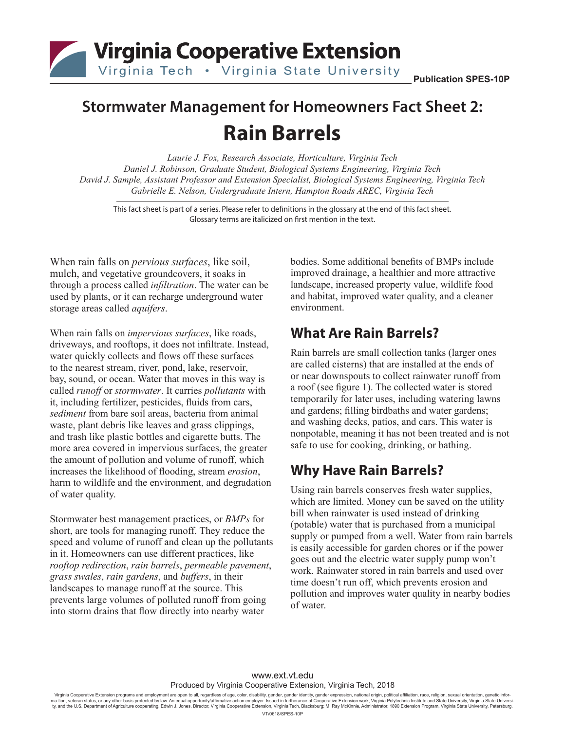Virginia Cooperative Extension
Virginia Tech • Virginia State University

Publication SPES-10P

# Stormwater Management for Homeowners Fact Sheet 2:
# Rain Barrels

*Laurie J. Fox, Research Associate, Horticulture, Virginia Tech*
*Daniel J. Robinson, Graduate Student, Biological Systems Engineering, Virginia Tech*
*David J. Sample, Assistant Professor and Extension Specialist, Biological Systems Engineering, Virginia Tech*
*Gabrielle E. Nelson, Undergraduate Intern, Hampton Roads AREC, Virginia Tech*

This fact sheet is part of a series. Please refer to definitions in the glossary at the end of this fact sheet. Glossary terms are italicized on first mention in the text.

When rain falls on *pervious surfaces*, like soil, mulch, and vegetative groundcovers, it soaks in through a process called *infiltration*. The water can be used by plants, or it can recharge underground water storage areas called *aquifers*.

When rain falls on *impervious surfaces*, like roads, driveways, and rooftops, it does not infiltrate. Instead, water quickly collects and flows off these surfaces to the nearest stream, river, pond, lake, reservoir, bay, sound, or ocean. Water that moves in this way is called *runoff* or *stormwater*. It carries *pollutants* with it, including fertilizer, pesticides, fluids from cars, *sediment* from bare soil areas, bacteria from animal waste, plant debris like leaves and grass clippings, and trash like plastic bottles and cigarette butts. The more area covered in impervious surfaces, the greater the amount of pollution and volume of runoff, which increases the likelihood of flooding, stream *erosion*, harm to wildlife and the environment, and degradation of water quality.

Stormwater best management practices, or *BMPs* for short, are tools for managing runoff. They reduce the speed and volume of runoff and clean up the pollutants in it. Homeowners can use different practices, like *rooftop redirection*, *rain barrels*, *permeable pavement*, *grass swales*, *rain gardens*, and *buffers*, in their landscapes to manage runoff at the source. This prevents large volumes of polluted runoff from going into storm drains that flow directly into nearby water bodies. Some additional benefits of BMPs include improved drainage, a healthier and more attractive landscape, increased property value, wildlife food and habitat, improved water quality, and a cleaner environment.

## What Are Rain Barrels?

Rain barrels are small collection tanks (larger ones are called cisterns) that are installed at the ends of or near downspouts to collect rainwater runoff from a roof (see figure 1). The collected water is stored temporarily for later uses, including watering lawns and gardens; filling birdbaths and water gardens; and washing decks, patios, and cars. This water is nonpotable, meaning it has not been treated and is not safe to use for cooking, drinking, or bathing.

## Why Have Rain Barrels?

Using rain barrels conserves fresh water supplies, which are limited. Money can be saved on the utility bill when rainwater is used instead of drinking (potable) water that is purchased from a municipal supply or pumped from a well. Water from rain barrels is easily accessible for garden chores or if the power goes out and the electric water supply pump won't work. Rainwater stored in rain barrels and used over time doesn't run off, which prevents erosion and pollution and improves water quality in nearby bodies of water.

www.ext.vt.edu
Produced by Virginia Cooperative Extension, Virginia Tech, 2018

Virginia Cooperative Extension programs and employment are open to all, regardless of age, color, disability, gender, gender identity, gender expression, national origin, political affiliation, race, religion, sexual orientation, genetic information, veteran status, or any other basis protected by law. An equal opportunity/affirmative action employer. Issued in furtherance of Cooperative Extension work, Virginia Polytechnic Institute and State University, Virginia State University, and the U.S. Department of Agriculture cooperating. Edwin J. Jones, Director, Virginia Cooperative Extension, Virginia Tech, Blacksburg; M. Ray McKinnie, Administrator, 1890 Extension Program, Virginia State University, Petersburg.

VT/0618/SPES-10P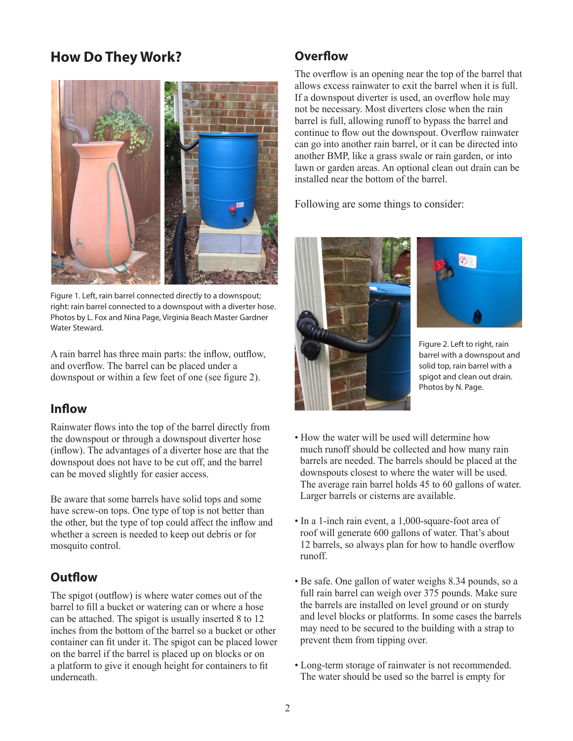## How Do They Work?

Figure 1. Left, rain barrel connected directly to a downspout; right: rain barrel connected to a downspout with a diverter hose. Photos by L. Fox and Nina Page, Virginia Beach Master Gardner Water Steward.

A rain barrel has three main parts: the inflow, outflow, and overflow. The barrel can be placed under a downspout or within a few feet of one (see figure 2).

### Inflow

Rainwater flows into the top of the barrel directly from the downspout or through a downspout diverter hose (inflow). The advantages of a diverter hose are that the downspout does not have to be cut off, and the barrel can be moved slightly for easier access.

Be aware that some barrels have solid tops and some have screw-on tops. One type of top is not better than the other, but the type of top could affect the inflow and whether a screen is needed to keep out debris or for mosquito control.

### Outflow

The spigot (outflow) is where water comes out of the barrel to fill a bucket or watering can or where a hose can be attached. The spigot is usually inserted 8 to 12 inches from the bottom of the barrel so a bucket or other container can fit under it. The spigot can be placed lower on the barrel if the barrel is placed up on blocks or on a platform to give it enough height for containers to fit underneath.

### Overflow

The overflow is an opening near the top of the barrel that allows excess rainwater to exit the barrel when it is full. If a downspout diverter is used, an overflow hole may not be necessary. Most diverters close when the rain barrel is full, allowing runoff to bypass the barrel and continue to flow out the downspout. Overflow rainwater can go into another rain barrel, or it can be directed into another BMP, like a grass swale or rain garden, or into lawn or garden areas. An optional clean out drain can be installed near the bottom of the barrel.

Following are some things to consider:

Figure 2. Left to right, rain barrel with a downspout and solid top, rain barrel with a spigot and clean out drain. Photos by N. Page.

- How the water will be used will determine how much runoff should be collected and how many rain barrels are needed. The barrels should be placed at the downspouts closest to where the water will be used. The average rain barrel holds 45 to 60 gallons of water. Larger barrels or cisterns are available.
- In a 1-inch rain event, a 1,000-square-foot area of roof will generate 600 gallons of water. That's about 12 barrels, so always plan for how to handle overflow runoff.
- Be safe. One gallon of water weighs 8.34 pounds, so a full rain barrel can weigh over 375 pounds. Make sure the barrels are installed on level ground or on sturdy and level blocks or platforms. In some cases the barrels may need to be secured to the building with a strap to prevent them from tipping over.
- Long-term storage of rainwater is not recommended. The water should be used so the barrel is empty for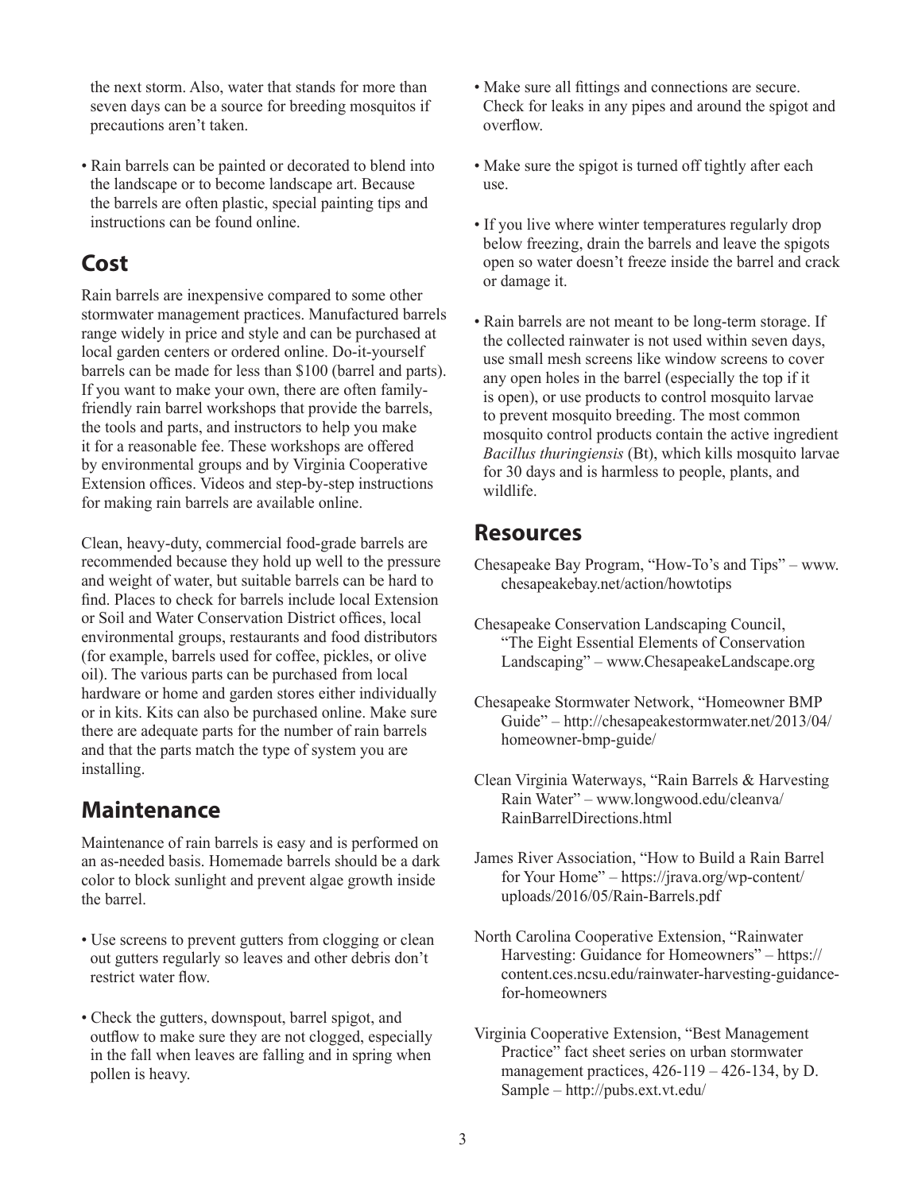the next storm. Also, water that stands for more than seven days can be a source for breeding mosquitos if precautions aren't taken.

- Rain barrels can be painted or decorated to blend into the landscape or to become landscape art. Because the barrels are often plastic, special painting tips and instructions can be found online.

## Cost

Rain barrels are inexpensive compared to some other stormwater management practices. Manufactured barrels range widely in price and style and can be purchased at local garden centers or ordered online. Do-it-yourself barrels can be made for less than $100 (barrel and parts). If you want to make your own, there are often family-friendly rain barrel workshops that provide the barrels, the tools and parts, and instructors to help you make it for a reasonable fee. These workshops are offered by environmental groups and by Virginia Cooperative Extension offices. Videos and step-by-step instructions for making rain barrels are available online.

Clean, heavy-duty, commercial food-grade barrels are recommended because they hold up well to the pressure and weight of water, but suitable barrels can be hard to find. Places to check for barrels include local Extension or Soil and Water Conservation District offices, local environmental groups, restaurants and food distributors (for example, barrels used for coffee, pickles, or olive oil). The various parts can be purchased from local hardware or home and garden stores either individually or in kits. Kits can also be purchased online. Make sure there are adequate parts for the number of rain barrels and that the parts match the type of system you are installing.

## Maintenance

Maintenance of rain barrels is easy and is performed on an as-needed basis. Homemade barrels should be a dark color to block sunlight and prevent algae growth inside the barrel.

- Use screens to prevent gutters from clogging or clean out gutters regularly so leaves and other debris don't restrict water flow.
- Check the gutters, downspout, barrel spigot, and outflow to make sure they are not clogged, especially in the fall when leaves are falling and in spring when pollen is heavy.
- Make sure all fittings and connections are secure. Check for leaks in any pipes and around the spigot and overflow.
- Make sure the spigot is turned off tightly after each use.
- If you live where winter temperatures regularly drop below freezing, drain the barrels and leave the spigots open so water doesn't freeze inside the barrel and crack or damage it.
- Rain barrels are not meant to be long-term storage. If the collected rainwater is not used within seven days, use small mesh screens like window screens to cover any open holes in the barrel (especially the top if it is open), or use products to control mosquito larvae to prevent mosquito breeding. The most common mosquito control products contain the active ingredient *Bacillus thuringiensis* (Bt), which kills mosquito larvae for 30 days and is harmless to people, plants, and wildlife.

## Resources

Chesapeake Bay Program, "How-To's and Tips" – www.chesapeakebay.net/action/howtotips

Chesapeake Conservation Landscaping Council, "The Eight Essential Elements of Conservation Landscaping" – www.ChesapeakeLandscape.org

Chesapeake Stormwater Network, "Homeowner BMP Guide" – http://chesapeakestormwater.net/2013/04/homeowner-bmp-guide/

Clean Virginia Waterways, "Rain Barrels & Harvesting Rain Water" – www.longwood.edu/cleanva/RainBarrelDirections.html

James River Association, "How to Build a Rain Barrel for Your Home" – https://jrava.org/wp-content/uploads/2016/05/Rain-Barrels.pdf

North Carolina Cooperative Extension, "Rainwater Harvesting: Guidance for Homeowners" – https://content.ces.ncsu.edu/rainwater-harvesting-guidance-for-homeowners

Virginia Cooperative Extension, "Best Management Practice" fact sheet series on urban stormwater management practices, 426-119 – 426-134, by D. Sample – http://pubs.ext.vt.edu/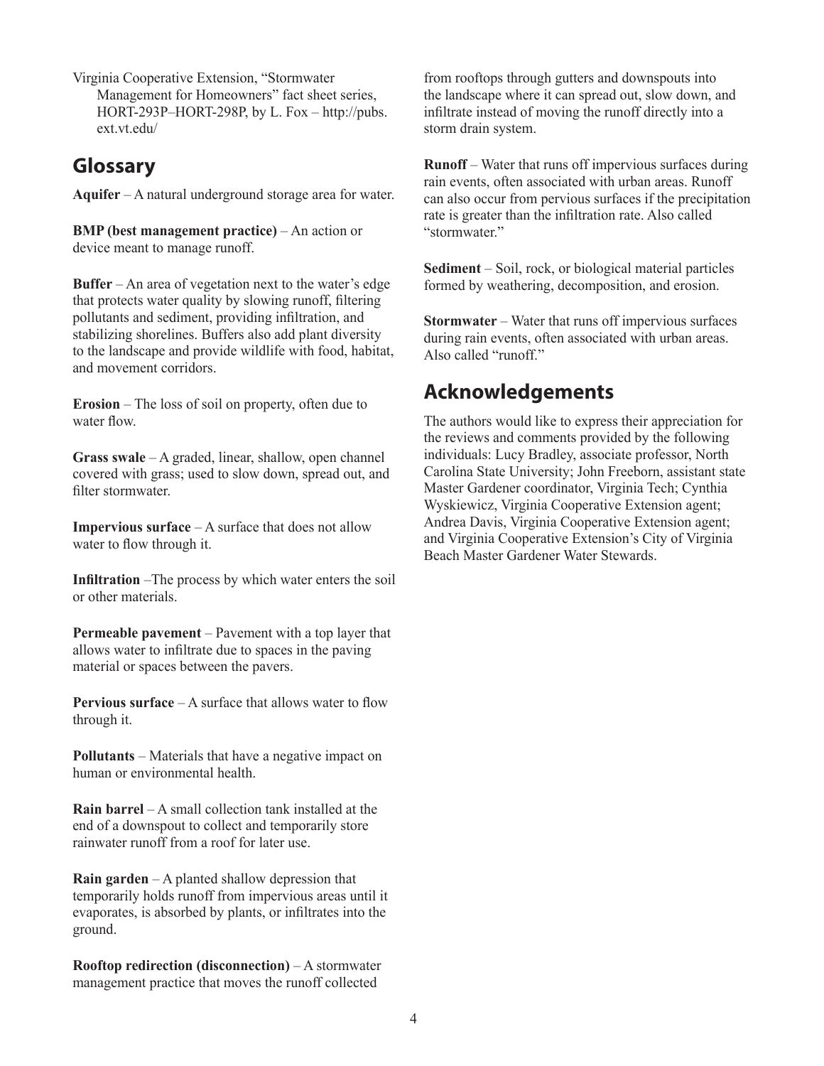Virginia Cooperative Extension, "Stormwater Management for Homeowners" fact sheet series, HORT-293P–HORT-298P, by L. Fox – http://pubs.ext.vt.edu/

## Glossary

**Aquifer** – A natural underground storage area for water.

**BMP (best management practice)** – An action or device meant to manage runoff.

**Buffer** – An area of vegetation next to the water's edge that protects water quality by slowing runoff, filtering pollutants and sediment, providing infiltration, and stabilizing shorelines. Buffers also add plant diversity to the landscape and provide wildlife with food, habitat, and movement corridors.

**Erosion** – The loss of soil on property, often due to water flow.

**Grass swale** – A graded, linear, shallow, open channel covered with grass; used to slow down, spread out, and filter stormwater.

**Impervious surface** – A surface that does not allow water to flow through it.

**Infiltration** –The process by which water enters the soil or other materials.

**Permeable pavement** – Pavement with a top layer that allows water to infiltrate due to spaces in the paving material or spaces between the pavers.

**Pervious surface** – A surface that allows water to flow through it.

**Pollutants** – Materials that have a negative impact on human or environmental health.

**Rain barrel** – A small collection tank installed at the end of a downspout to collect and temporarily store rainwater runoff from a roof for later use.

**Rain garden** – A planted shallow depression that temporarily holds runoff from impervious areas until it evaporates, is absorbed by plants, or infiltrates into the ground.

**Rooftop redirection (disconnection)** – A stormwater management practice that moves the runoff collected from rooftops through gutters and downspouts into the landscape where it can spread out, slow down, and infiltrate instead of moving the runoff directly into a storm drain system.

**Runoff** – Water that runs off impervious surfaces during rain events, often associated with urban areas. Runoff can also occur from pervious surfaces if the precipitation rate is greater than the infiltration rate. Also called "stormwater."

**Sediment** – Soil, rock, or biological material particles formed by weathering, decomposition, and erosion.

**Stormwater** – Water that runs off impervious surfaces during rain events, often associated with urban areas. Also called "runoff."

## Acknowledgements

The authors would like to express their appreciation for the reviews and comments provided by the following individuals: Lucy Bradley, associate professor, North Carolina State University; John Freeborn, assistant state Master Gardener coordinator, Virginia Tech; Cynthia Wyskiewicz, Virginia Cooperative Extension agent; Andrea Davis, Virginia Cooperative Extension agent; and Virginia Cooperative Extension's City of Virginia Beach Master Gardener Water Stewards.